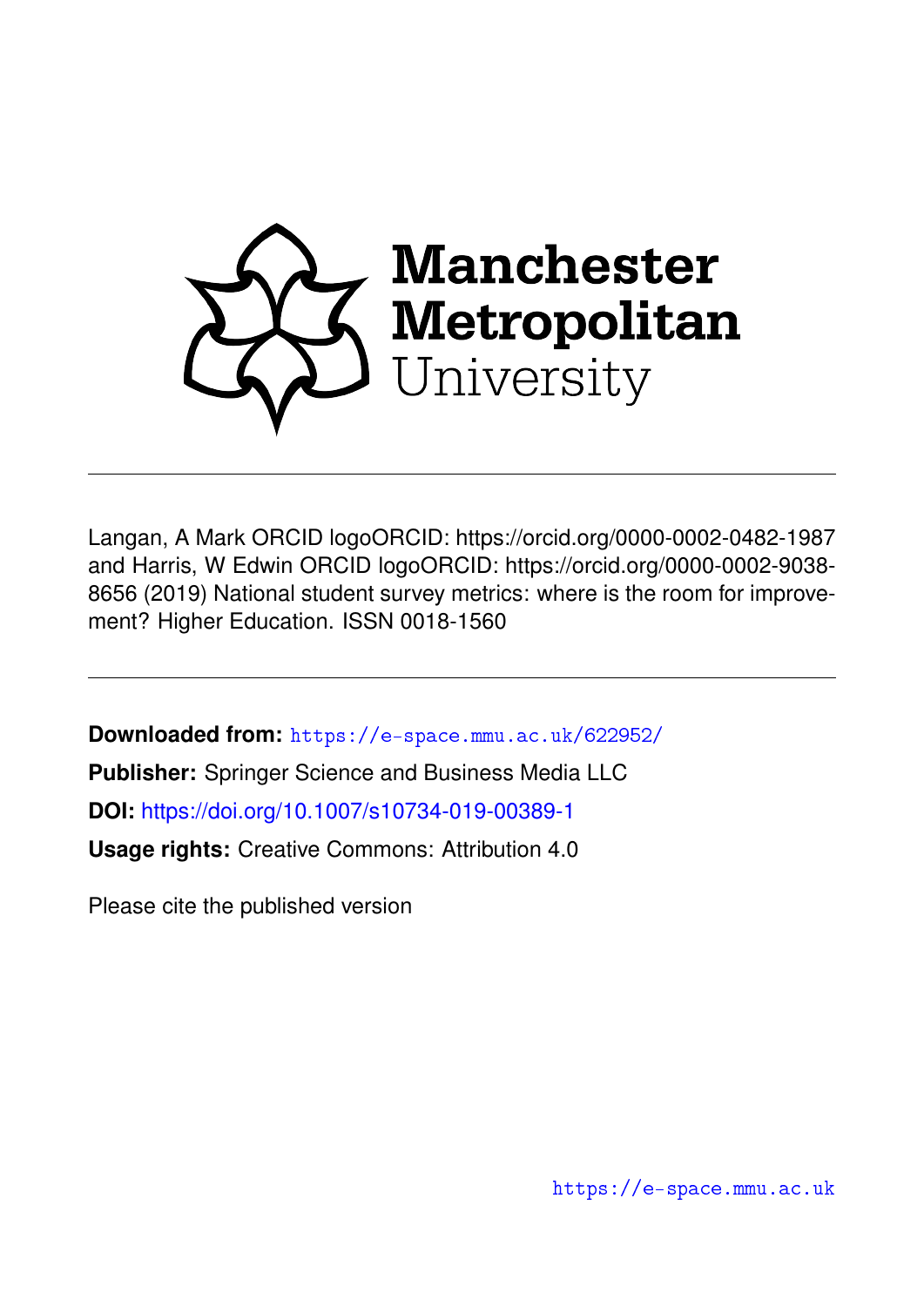Langan, A Mark ORCID logoORCID: https://orcid.org/0000-0002-0482-1987 and Harris, W Edwin ORCID logoORCID: https://orcid.org/0000-0002-9038-8656 (2019) National student survey metrics: where is the room for improvement? Higher Education. ISSN 0018-1560

**Downloaded from:** https://e-space.mmu.ac.uk/622952/

**Publisher:** Springer Science and Business Media LLC

**DOI:** https://doi.org/10.1007/s10734-019-00389-1

**Usage rights:** Creative Commons: Attribution 4.0

Please cite the published version

https://e-space.mmu.ac.uk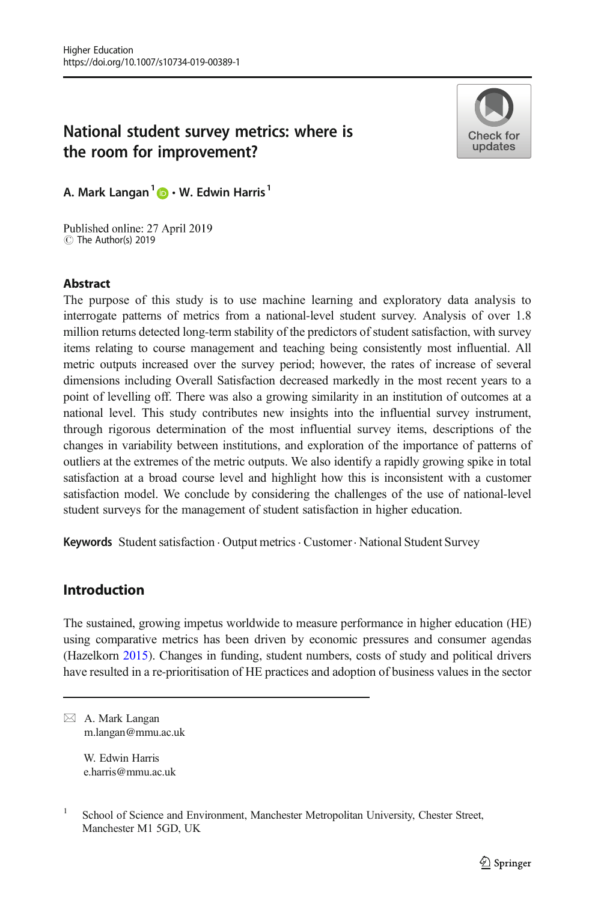# National student survey metrics: where is the room for improvement?

**A. Mark Langan**[1] · **W. Edwin Harris**[1]

Published online: 27 April 2019
© The Author(s) 2019

## Abstract

The purpose of this study is to use machine learning and exploratory data analysis to interrogate patterns of metrics from a national-level student survey. Analysis of over 1.8 million returns detected long-term stability of the predictors of student satisfaction, with survey items relating to course management and teaching being consistently most influential. All metric outputs increased over the survey period; however, the rates of increase of several dimensions including Overall Satisfaction decreased markedly in the most recent years to a point of levelling off. There was also a growing similarity in an institution of outcomes at a national level. This study contributes new insights into the influential survey instrument, through rigorous determination of the most influential survey items, descriptions of the changes in variability between institutions, and exploration of the importance of patterns of outliers at the extremes of the metric outputs. We also identify a rapidly growing spike in total satisfaction at a broad course level and highlight how this is inconsistent with a customer satisfaction model. We conclude by considering the challenges of the use of national-level student surveys for the management of student satisfaction in higher education.

**Keywords** Student satisfaction · Output metrics · Customer · National Student Survey

## Introduction

The sustained, growing impetus worldwide to measure performance in higher education (HE) using comparative metrics has been driven by economic pressures and consumer agendas (Hazelkorn 2015). Changes in funding, student numbers, costs of study and political drivers have resulted in a re-prioritisation of HE practices and adoption of business values in the sector

---

✉ A. Mark Langan
m.langan@mmu.ac.uk

W. Edwin Harris
e.harris@mmu.ac.uk

[1] School of Science and Environment, Manchester Metropolitan University, Chester Street, Manchester M1 5GD, UK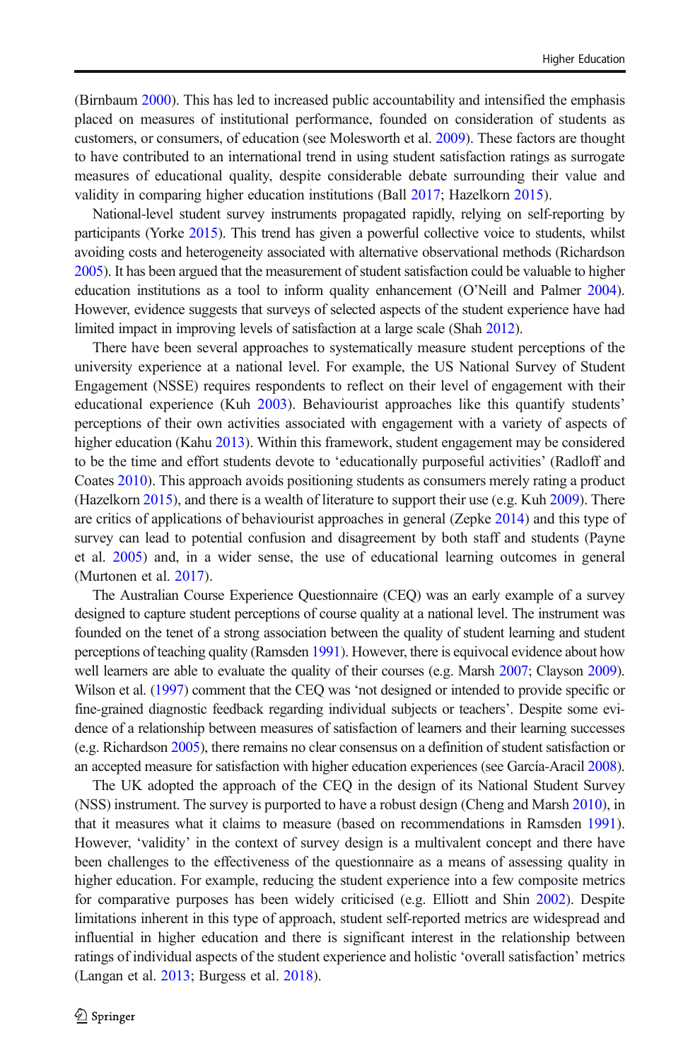(Birnbaum 2000). This has led to increased public accountability and intensified the emphasis placed on measures of institutional performance, founded on consideration of students as customers, or consumers, of education (see Molesworth et al. 2009). These factors are thought to have contributed to an international trend in using student satisfaction ratings as surrogate measures of educational quality, despite considerable debate surrounding their value and validity in comparing higher education institutions (Ball 2017; Hazelkorn 2015).

National-level student survey instruments propagated rapidly, relying on self-reporting by participants (Yorke 2015). This trend has given a powerful collective voice to students, whilst avoiding costs and heterogeneity associated with alternative observational methods (Richardson 2005). It has been argued that the measurement of student satisfaction could be valuable to higher education institutions as a tool to inform quality enhancement (O'Neill and Palmer 2004). However, evidence suggests that surveys of selected aspects of the student experience have had limited impact in improving levels of satisfaction at a large scale (Shah 2012).

There have been several approaches to systematically measure student perceptions of the university experience at a national level. For example, the US National Survey of Student Engagement (NSSE) requires respondents to reflect on their level of engagement with their educational experience (Kuh 2003). Behaviourist approaches like this quantify students' perceptions of their own activities associated with engagement with a variety of aspects of higher education (Kahu 2013). Within this framework, student engagement may be considered to be the time and effort students devote to 'educationally purposeful activities' (Radloff and Coates 2010). This approach avoids positioning students as consumers merely rating a product (Hazelkorn 2015), and there is a wealth of literature to support their use (e.g. Kuh 2009). There are critics of applications of behaviourist approaches in general (Zepke 2014) and this type of survey can lead to potential confusion and disagreement by both staff and students (Payne et al. 2005) and, in a wider sense, the use of educational learning outcomes in general (Murtonen et al. 2017).

The Australian Course Experience Questionnaire (CEQ) was an early example of a survey designed to capture student perceptions of course quality at a national level. The instrument was founded on the tenet of a strong association between the quality of student learning and student perceptions of teaching quality (Ramsden 1991). However, there is equivocal evidence about how well learners are able to evaluate the quality of their courses (e.g. Marsh 2007; Clayson 2009). Wilson et al. (1997) comment that the CEQ was 'not designed or intended to provide specific or fine-grained diagnostic feedback regarding individual subjects or teachers'. Despite some evidence of a relationship between measures of satisfaction of learners and their learning successes (e.g. Richardson 2005), there remains no clear consensus on a definition of student satisfaction or an accepted measure for satisfaction with higher education experiences (see García-Aracil 2008).

The UK adopted the approach of the CEQ in the design of its National Student Survey (NSS) instrument. The survey is purported to have a robust design (Cheng and Marsh 2010), in that it measures what it claims to measure (based on recommendations in Ramsden 1991). However, 'validity' in the context of survey design is a multivalent concept and there have been challenges to the effectiveness of the questionnaire as a means of assessing quality in higher education. For example, reducing the student experience into a few composite metrics for comparative purposes has been widely criticised (e.g. Elliott and Shin 2002). Despite limitations inherent in this type of approach, student self-reported metrics are widespread and influential in higher education and there is significant interest in the relationship between ratings of individual aspects of the student experience and holistic 'overall satisfaction' metrics (Langan et al. 2013; Burgess et al. 2018).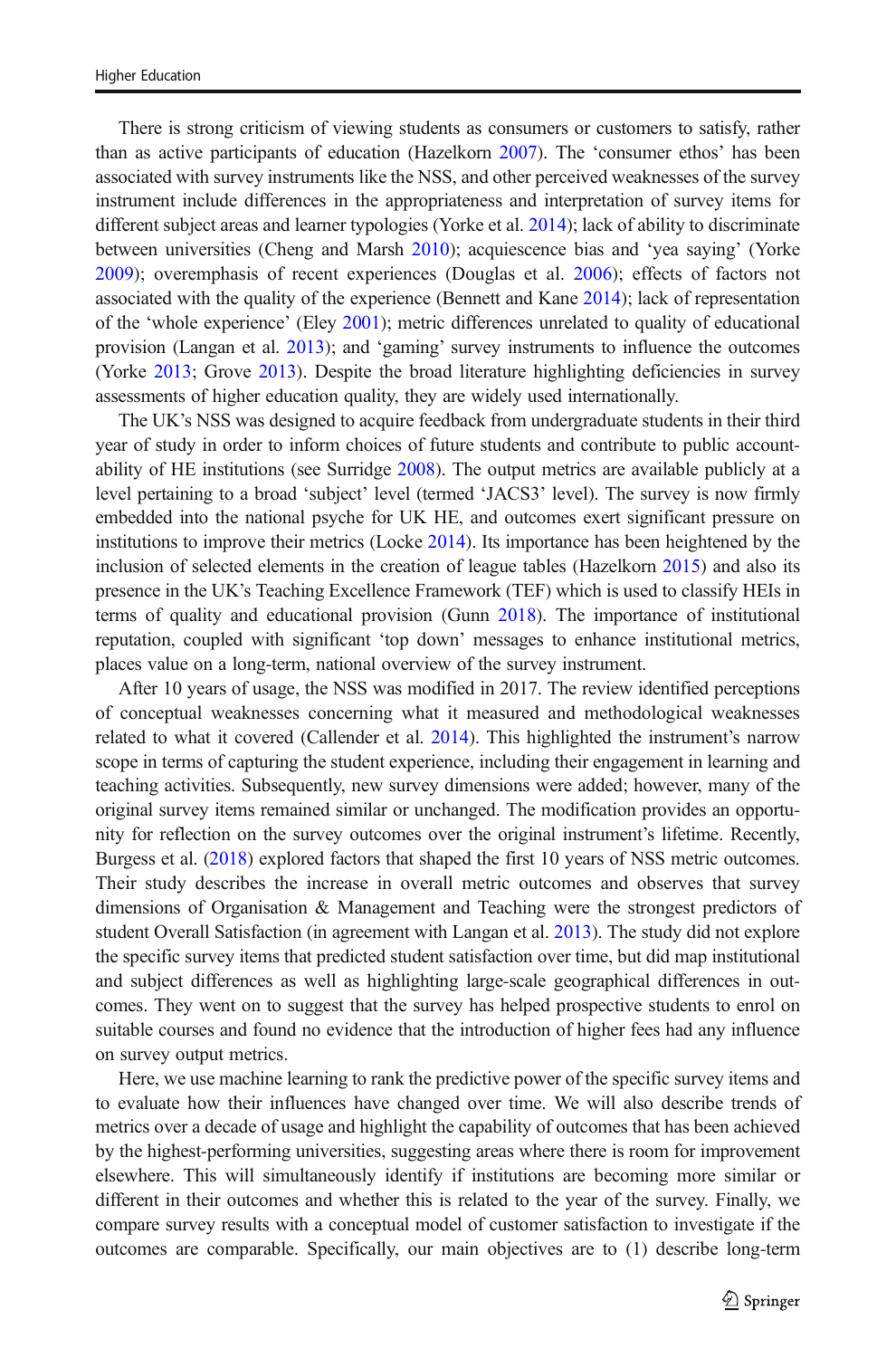There is strong criticism of viewing students as consumers or customers to satisfy, rather than as active participants of education (Hazelkorn 2007). The 'consumer ethos' has been associated with survey instruments like the NSS, and other perceived weaknesses of the survey instrument include differences in the appropriateness and interpretation of survey items for different subject areas and learner typologies (Yorke et al. 2014); lack of ability to discriminate between universities (Cheng and Marsh 2010); acquiescence bias and 'yea saying' (Yorke 2009); overemphasis of recent experiences (Douglas et al. 2006); effects of factors not associated with the quality of the experience (Bennett and Kane 2014); lack of representation of the 'whole experience' (Eley 2001); metric differences unrelated to quality of educational provision (Langan et al. 2013); and 'gaming' survey instruments to influence the outcomes (Yorke 2013; Grove 2013). Despite the broad literature highlighting deficiencies in survey assessments of higher education quality, they are widely used internationally.

The UK's NSS was designed to acquire feedback from undergraduate students in their third year of study in order to inform choices of future students and contribute to public accountability of HE institutions (see Surridge 2008). The output metrics are available publicly at a level pertaining to a broad 'subject' level (termed 'JACS3' level). The survey is now firmly embedded into the national psyche for UK HE, and outcomes exert significant pressure on institutions to improve their metrics (Locke 2014). Its importance has been heightened by the inclusion of selected elements in the creation of league tables (Hazelkorn 2015) and also its presence in the UK's Teaching Excellence Framework (TEF) which is used to classify HEIs in terms of quality and educational provision (Gunn 2018). The importance of institutional reputation, coupled with significant 'top down' messages to enhance institutional metrics, places value on a long-term, national overview of the survey instrument.

After 10 years of usage, the NSS was modified in 2017. The review identified perceptions of conceptual weaknesses concerning what it measured and methodological weaknesses related to what it covered (Callender et al. 2014). This highlighted the instrument's narrow scope in terms of capturing the student experience, including their engagement in learning and teaching activities. Subsequently, new survey dimensions were added; however, many of the original survey items remained similar or unchanged. The modification provides an opportunity for reflection on the survey outcomes over the original instrument's lifetime. Recently, Burgess et al. (2018) explored factors that shaped the first 10 years of NSS metric outcomes. Their study describes the increase in overall metric outcomes and observes that survey dimensions of Organisation & Management and Teaching were the strongest predictors of student Overall Satisfaction (in agreement with Langan et al. 2013). The study did not explore the specific survey items that predicted student satisfaction over time, but did map institutional and subject differences as well as highlighting large-scale geographical differences in outcomes. They went on to suggest that the survey has helped prospective students to enrol on suitable courses and found no evidence that the introduction of higher fees had any influence on survey output metrics.

Here, we use machine learning to rank the predictive power of the specific survey items and to evaluate how their influences have changed over time. We will also describe trends of metrics over a decade of usage and highlight the capability of outcomes that has been achieved by the highest-performing universities, suggesting areas where there is room for improvement elsewhere. This will simultaneously identify if institutions are becoming more similar or different in their outcomes and whether this is related to the year of the survey. Finally, we compare survey results with a conceptual model of customer satisfaction to investigate if the outcomes are comparable. Specifically, our main objectives are to (1) describe long-term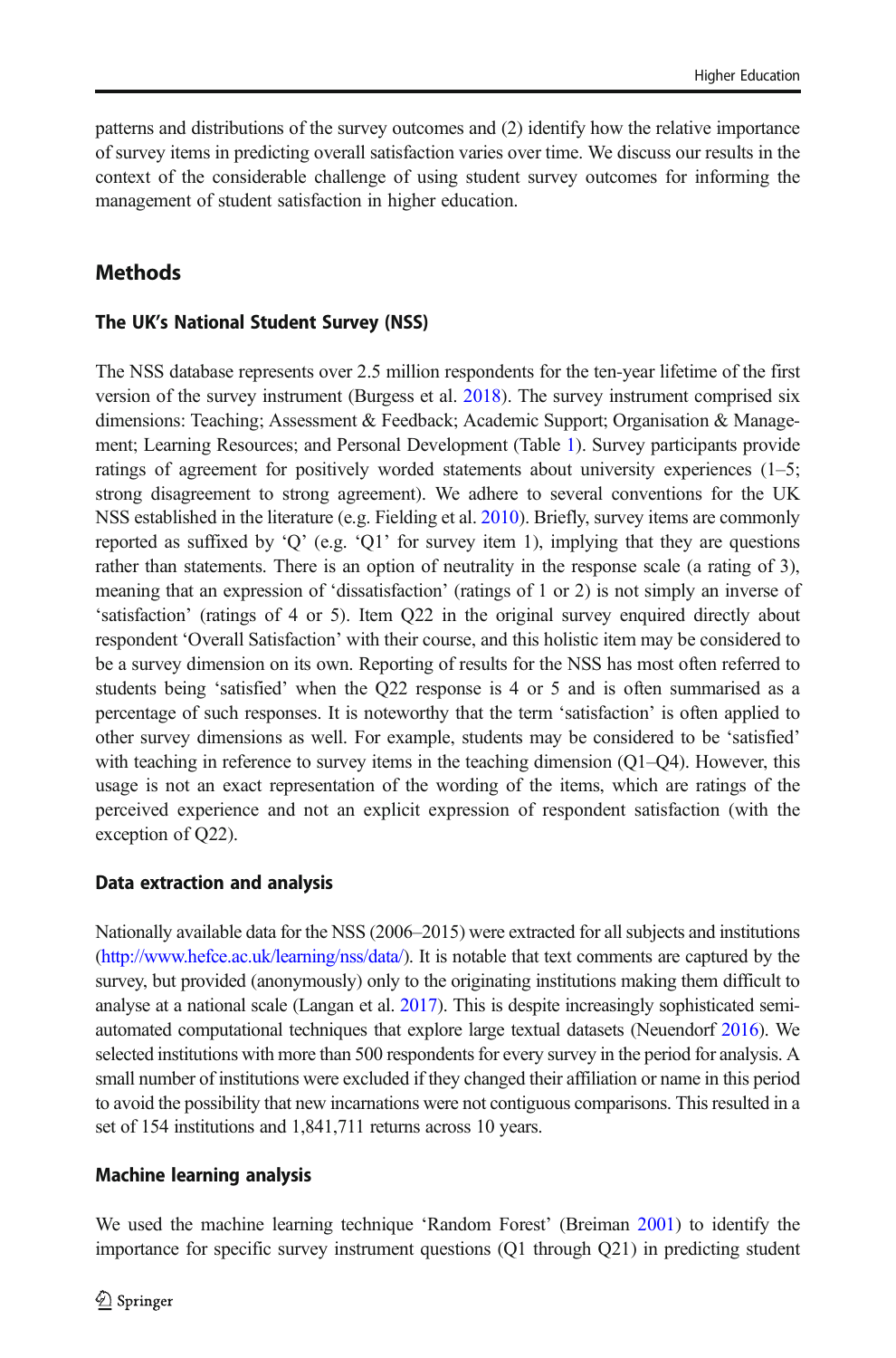patterns and distributions of the survey outcomes and (2) identify how the relative importance of survey items in predicting overall satisfaction varies over time. We discuss our results in the context of the considerable challenge of using student survey outcomes for informing the management of student satisfaction in higher education.

## Methods

### The UK's National Student Survey (NSS)

The NSS database represents over 2.5 million respondents for the ten-year lifetime of the first version of the survey instrument (Burgess et al. 2018). The survey instrument comprised six dimensions: Teaching; Assessment & Feedback; Academic Support; Organisation & Management; Learning Resources; and Personal Development (Table 1). Survey participants provide ratings of agreement for positively worded statements about university experiences (1–5; strong disagreement to strong agreement). We adhere to several conventions for the UK NSS established in the literature (e.g. Fielding et al. 2010). Briefly, survey items are commonly reported as suffixed by 'Q' (e.g. 'Q1' for survey item 1), implying that they are questions rather than statements. There is an option of neutrality in the response scale (a rating of 3), meaning that an expression of 'dissatisfaction' (ratings of 1 or 2) is not simply an inverse of 'satisfaction' (ratings of 4 or 5). Item Q22 in the original survey enquired directly about respondent 'Overall Satisfaction' with their course, and this holistic item may be considered to be a survey dimension on its own. Reporting of results for the NSS has most often referred to students being 'satisfied' when the Q22 response is 4 or 5 and is often summarised as a percentage of such responses. It is noteworthy that the term 'satisfaction' is often applied to other survey dimensions as well. For example, students may be considered to be 'satisfied' with teaching in reference to survey items in the teaching dimension (Q1–Q4). However, this usage is not an exact representation of the wording of the items, which are ratings of the perceived experience and not an explicit expression of respondent satisfaction (with the exception of Q22).

### Data extraction and analysis

Nationally available data for the NSS (2006–2015) were extracted for all subjects and institutions (http://www.hefce.ac.uk/learning/nss/data/). It is notable that text comments are captured by the survey, but provided (anonymously) only to the originating institutions making them difficult to analyse at a national scale (Langan et al. 2017). This is despite increasingly sophisticated semi-automated computational techniques that explore large textual datasets (Neuendorf 2016). We selected institutions with more than 500 respondents for every survey in the period for analysis. A small number of institutions were excluded if they changed their affiliation or name in this period to avoid the possibility that new incarnations were not contiguous comparisons. This resulted in a set of 154 institutions and 1,841,711 returns across 10 years.

### Machine learning analysis

We used the machine learning technique 'Random Forest' (Breiman 2001) to identify the importance for specific survey instrument questions (Q1 through Q21) in predicting student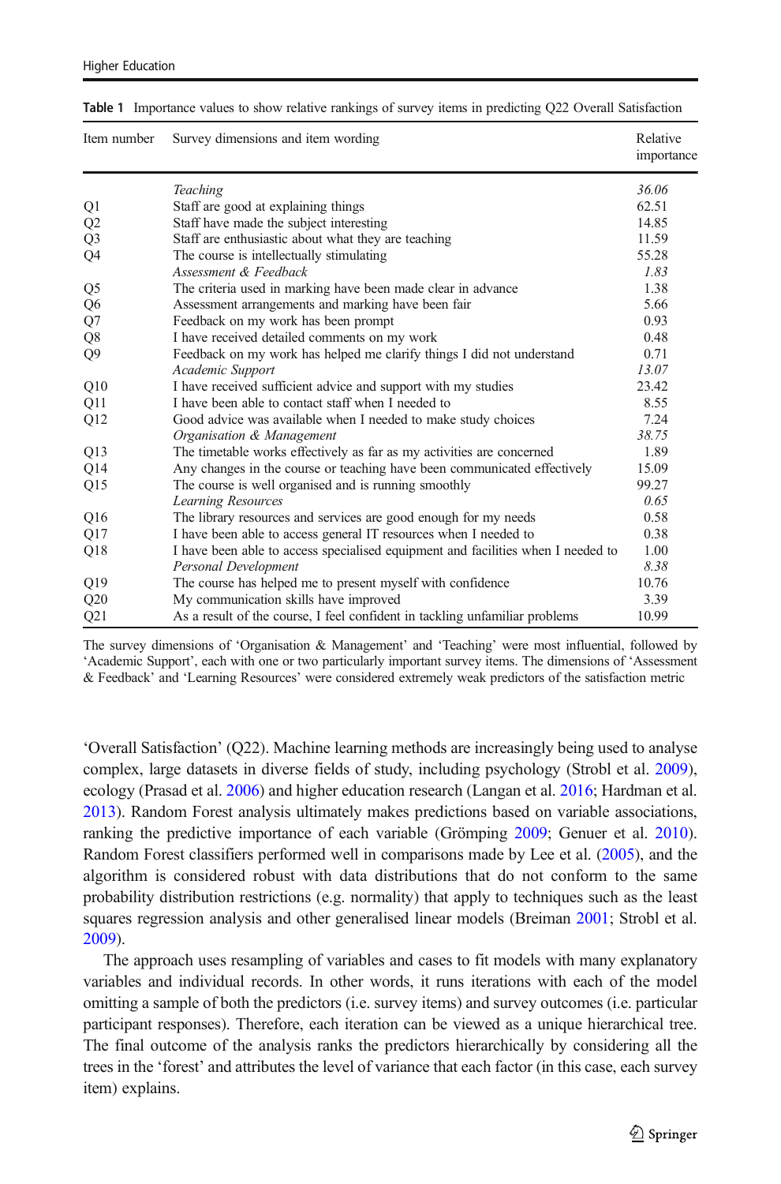**Table 1** Importance values to show relative rankings of survey items in predicting Q22 Overall Satisfaction

| Item number | Survey dimensions and item wording | Relative importance |
|---|---|---|
| | *Teaching* | *36.06* |
| Q1 | Staff are good at explaining things | 62.51 |
| Q2 | Staff have made the subject interesting | 14.85 |
| Q3 | Staff are enthusiastic about what they are teaching | 11.59 |
| Q4 | The course is intellectually stimulating | 55.28 |
| | *Assessment & Feedback* | *1.83* |
| Q5 | The criteria used in marking have been made clear in advance | 1.38 |
| Q6 | Assessment arrangements and marking have been fair | 5.66 |
| Q7 | Feedback on my work has been prompt | 0.93 |
| Q8 | I have received detailed comments on my work | 0.48 |
| Q9 | Feedback on my work has helped me clarify things I did not understand | 0.71 |
| | *Academic Support* | *13.07* |
| Q10 | I have received sufficient advice and support with my studies | 23.42 |
| Q11 | I have been able to contact staff when I needed to | 8.55 |
| Q12 | Good advice was available when I needed to make study choices | 7.24 |
| | *Organisation & Management* | *38.75* |
| Q13 | The timetable works effectively as far as my activities are concerned | 1.89 |
| Q14 | Any changes in the course or teaching have been communicated effectively | 15.09 |
| Q15 | The course is well organised and is running smoothly | 99.27 |
| | *Learning Resources* | *0.65* |
| Q16 | The library resources and services are good enough for my needs | 0.58 |
| Q17 | I have been able to access general IT resources when I needed to | 0.38 |
| Q18 | I have been able to access specialised equipment and facilities when I needed to | 1.00 |
| | *Personal Development* | *8.38* |
| Q19 | The course has helped me to present myself with confidence | 10.76 |
| Q20 | My communication skills have improved | 3.39 |
| Q21 | As a result of the course, I feel confident in tackling unfamiliar problems | 10.99 |

The survey dimensions of 'Organisation & Management' and 'Teaching' were most influential, followed by 'Academic Support', each with one or two particularly important survey items. The dimensions of 'Assessment & Feedback' and 'Learning Resources' were considered extremely weak predictors of the satisfaction metric

'Overall Satisfaction' (Q22). Machine learning methods are increasingly being used to analyse complex, large datasets in diverse fields of study, including psychology (Strobl et al. 2009), ecology (Prasad et al. 2006) and higher education research (Langan et al. 2016; Hardman et al. 2013). Random Forest analysis ultimately makes predictions based on variable associations, ranking the predictive importance of each variable (Grömping 2009; Genuer et al. 2010). Random Forest classifiers performed well in comparisons made by Lee et al. (2005), and the algorithm is considered robust with data distributions that do not conform to the same probability distribution restrictions (e.g. normality) that apply to techniques such as the least squares regression analysis and other generalised linear models (Breiman 2001; Strobl et al. 2009).

The approach uses resampling of variables and cases to fit models with many explanatory variables and individual records. In other words, it runs iterations with each of the model omitting a sample of both the predictors (i.e. survey items) and survey outcomes (i.e. particular participant responses). Therefore, each iteration can be viewed as a unique hierarchical tree. The final outcome of the analysis ranks the predictors hierarchically by considering all the trees in the 'forest' and attributes the level of variance that each factor (in this case, each survey item) explains.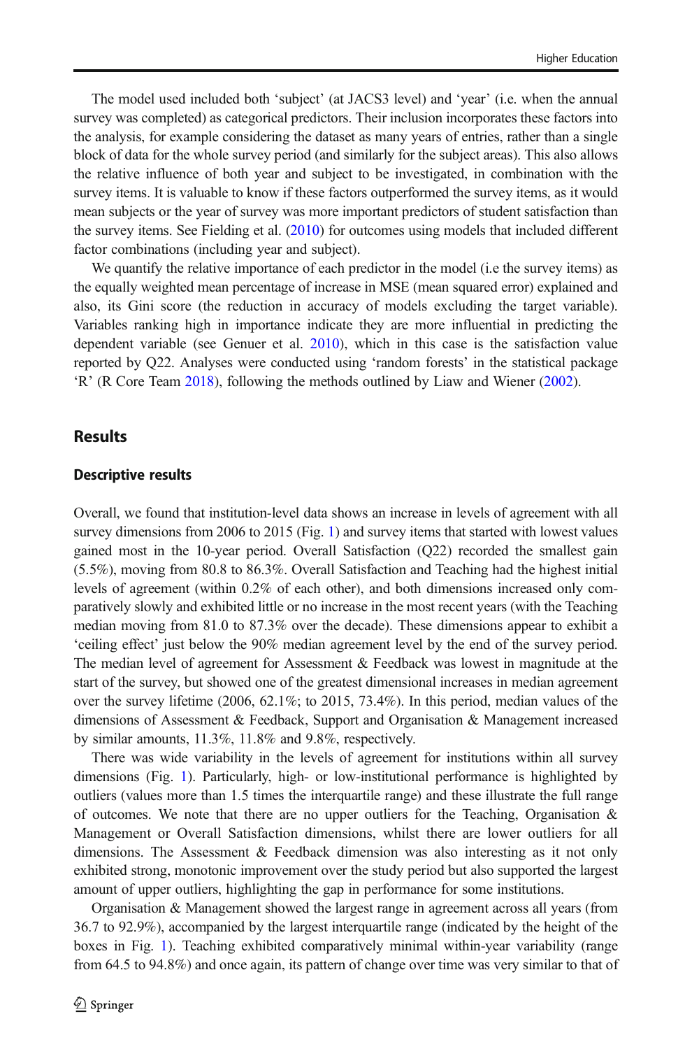The model used included both 'subject' (at JACS3 level) and 'year' (i.e. when the annual survey was completed) as categorical predictors. Their inclusion incorporates these factors into the analysis, for example considering the dataset as many years of entries, rather than a single block of data for the whole survey period (and similarly for the subject areas). This also allows the relative influence of both year and subject to be investigated, in combination with the survey items. It is valuable to know if these factors outperformed the survey items, as it would mean subjects or the year of survey was more important predictors of student satisfaction than the survey items. See Fielding et al. (2010) for outcomes using models that included different factor combinations (including year and subject).

We quantify the relative importance of each predictor in the model (i.e the survey items) as the equally weighted mean percentage of increase in MSE (mean squared error) explained and also, its Gini score (the reduction in accuracy of models excluding the target variable). Variables ranking high in importance indicate they are more influential in predicting the dependent variable (see Genuer et al. 2010), which in this case is the satisfaction value reported by Q22. Analyses were conducted using 'random forests' in the statistical package 'R' (R Core Team 2018), following the methods outlined by Liaw and Wiener (2002).

## Results

### Descriptive results

Overall, we found that institution-level data shows an increase in levels of agreement with all survey dimensions from 2006 to 2015 (Fig. 1) and survey items that started with lowest values gained most in the 10-year period. Overall Satisfaction (Q22) recorded the smallest gain (5.5%), moving from 80.8 to 86.3%. Overall Satisfaction and Teaching had the highest initial levels of agreement (within 0.2% of each other), and both dimensions increased only comparatively slowly and exhibited little or no increase in the most recent years (with the Teaching median moving from 81.0 to 87.3% over the decade). These dimensions appear to exhibit a 'ceiling effect' just below the 90% median agreement level by the end of the survey period. The median level of agreement for Assessment & Feedback was lowest in magnitude at the start of the survey, but showed one of the greatest dimensional increases in median agreement over the survey lifetime (2006, 62.1%; to 2015, 73.4%). In this period, median values of the dimensions of Assessment & Feedback, Support and Organisation & Management increased by similar amounts, 11.3%, 11.8% and 9.8%, respectively.

There was wide variability in the levels of agreement for institutions within all survey dimensions (Fig. 1). Particularly, high- or low-institutional performance is highlighted by outliers (values more than 1.5 times the interquartile range) and these illustrate the full range of outcomes. We note that there are no upper outliers for the Teaching, Organisation & Management or Overall Satisfaction dimensions, whilst there are lower outliers for all dimensions. The Assessment & Feedback dimension was also interesting as it not only exhibited strong, monotonic improvement over the study period but also supported the largest amount of upper outliers, highlighting the gap in performance for some institutions.

Organisation & Management showed the largest range in agreement across all years (from 36.7 to 92.9%), accompanied by the largest interquartile range (indicated by the height of the boxes in Fig. 1). Teaching exhibited comparatively minimal within-year variability (range from 64.5 to 94.8%) and once again, its pattern of change over time was very similar to that of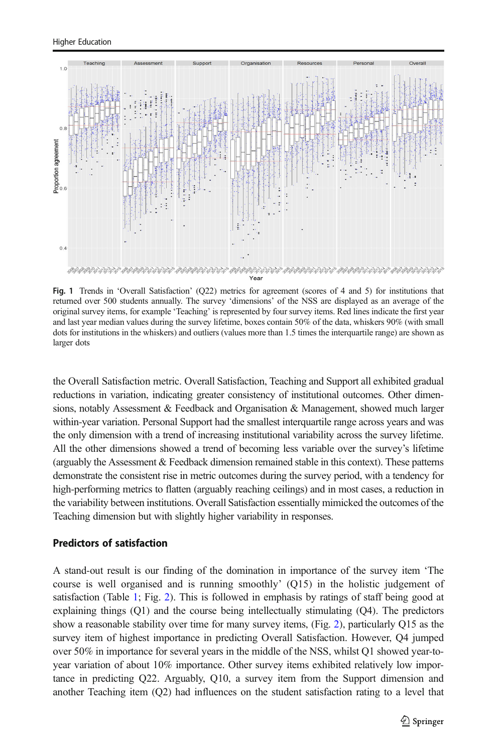**Fig. 1** Trends in 'Overall Satisfaction' (Q22) metrics for agreement (scores of 4 and 5) for institutions that returned over 500 students annually. The survey 'dimensions' of the NSS are displayed as an average of the original survey items, for example 'Teaching' is represented by four survey items. Red lines indicate the first year and last year median values during the survey lifetime, boxes contain 50% of the data, whiskers 90% (with small dots for institutions in the whiskers) and outliers (values more than 1.5 times the interquartile range) are shown as larger dots

the Overall Satisfaction metric. Overall Satisfaction, Teaching and Support all exhibited gradual reductions in variation, indicating greater consistency of institutional outcomes. Other dimensions, notably Assessment & Feedback and Organisation & Management, showed much larger within-year variation. Personal Support had the smallest interquartile range across years and was the only dimension with a trend of increasing institutional variability across the survey lifetime. All the other dimensions showed a trend of becoming less variable over the survey's lifetime (arguably the Assessment & Feedback dimension remained stable in this context). These patterns demonstrate the consistent rise in metric outcomes during the survey period, with a tendency for high-performing metrics to flatten (arguably reaching ceilings) and in most cases, a reduction in the variability between institutions. Overall Satisfaction essentially mimicked the outcomes of the Teaching dimension but with slightly higher variability in responses.

## Predictors of satisfaction

A stand-out result is our finding of the domination in importance of the survey item 'The course is well organised and is running smoothly' (Q15) in the holistic judgement of satisfaction (Table 1; Fig. 2). This is followed in emphasis by ratings of staff being good at explaining things (Q1) and the course being intellectually stimulating (Q4). The predictors show a reasonable stability over time for many survey items, (Fig. 2), particularly Q15 as the survey item of highest importance in predicting Overall Satisfaction. However, Q4 jumped over 50% in importance for several years in the middle of the NSS, whilst Q1 showed year-to-year variation of about 10% importance. Other survey items exhibited relatively low importance in predicting Q22. Arguably, Q10, a survey item from the Support dimension and another Teaching item (Q2) had influences on the student satisfaction rating to a level that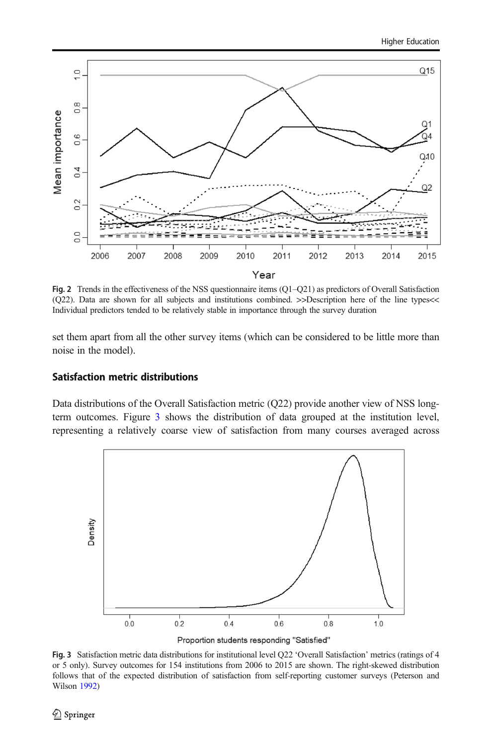Fig. 2 Trends in the effectiveness of the NSS questionnaire items (Q1–Q21) as predictors of Overall Satisfaction (Q22). Data are shown for all subjects and institutions combined. >>Description here of the line types<< Individual predictors tended to be relatively stable in importance through the survey duration

set them apart from all the other survey items (which can be considered to be little more than noise in the model).

## Satisfaction metric distributions

Data distributions of the Overall Satisfaction metric (Q22) provide another view of NSS long-term outcomes. Figure 3 shows the distribution of data grouped at the institution level, representing a relatively coarse view of satisfaction from many courses averaged across

Fig. 3 Satisfaction metric data distributions for institutional level Q22 'Overall Satisfaction' metrics (ratings of 4 or 5 only). Survey outcomes for 154 institutions from 2006 to 2015 are shown. The right-skewed distribution follows that of the expected distribution of satisfaction from self-reporting customer surveys (Peterson and Wilson 1992)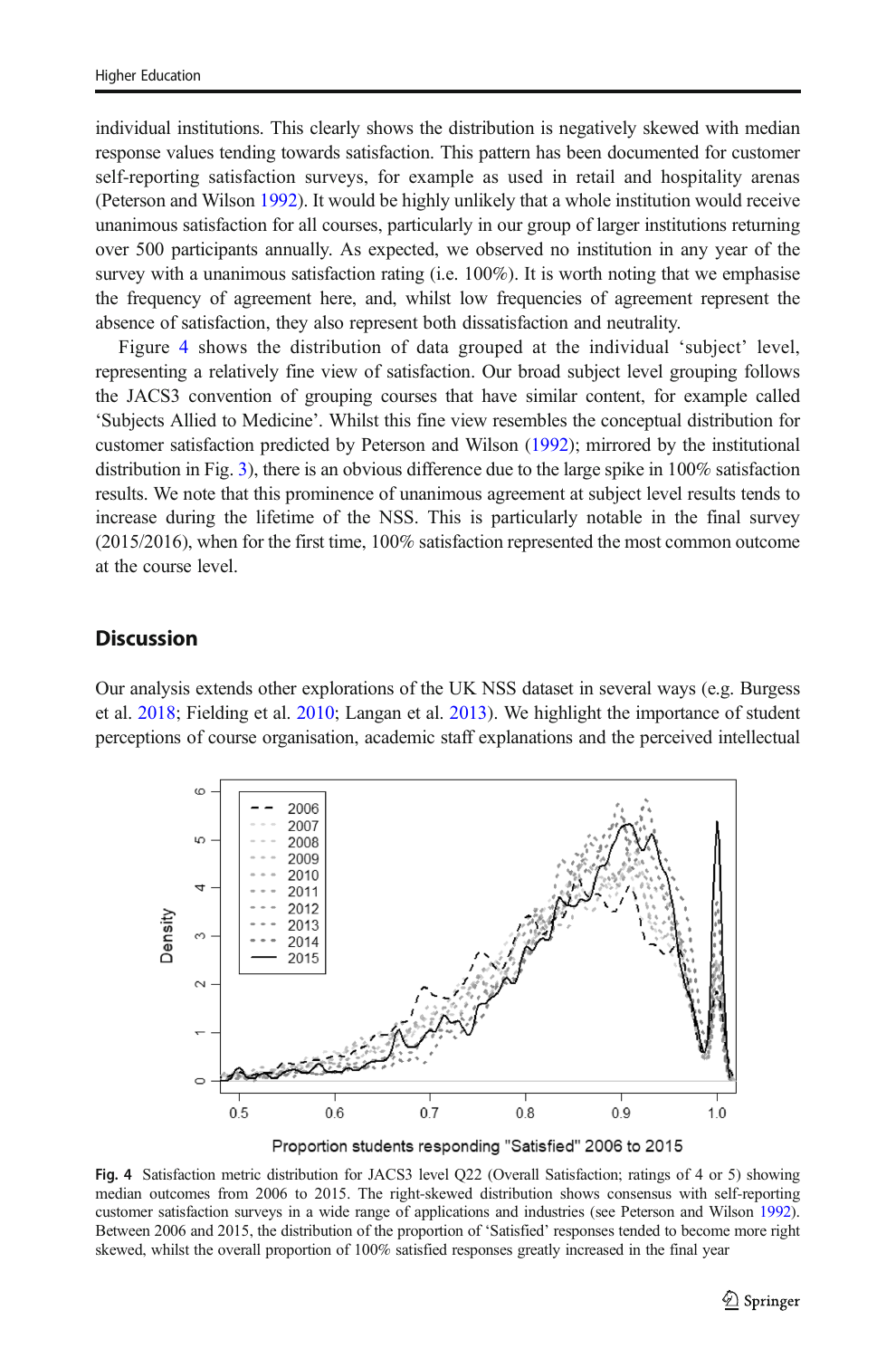individual institutions. This clearly shows the distribution is negatively skewed with median response values tending towards satisfaction. This pattern has been documented for customer self-reporting satisfaction surveys, for example as used in retail and hospitality arenas (Peterson and Wilson 1992). It would be highly unlikely that a whole institution would receive unanimous satisfaction for all courses, particularly in our group of larger institutions returning over 500 participants annually. As expected, we observed no institution in any year of the survey with a unanimous satisfaction rating (i.e. 100%). It is worth noting that we emphasise the frequency of agreement here, and, whilst low frequencies of agreement represent the absence of satisfaction, they also represent both dissatisfaction and neutrality.

Figure 4 shows the distribution of data grouped at the individual 'subject' level, representing a relatively fine view of satisfaction. Our broad subject level grouping follows the JACS3 convention of grouping courses that have similar content, for example called 'Subjects Allied to Medicine'. Whilst this fine view resembles the conceptual distribution for customer satisfaction predicted by Peterson and Wilson (1992); mirrored by the institutional distribution in Fig. 3), there is an obvious difference due to the large spike in 100% satisfaction results. We note that this prominence of unanimous agreement at subject level results tends to increase during the lifetime of the NSS. This is particularly notable in the final survey (2015/2016), when for the first time, 100% satisfaction represented the most common outcome at the course level.

## Discussion

Our analysis extends other explorations of the UK NSS dataset in several ways (e.g. Burgess et al. 2018; Fielding et al. 2010; Langan et al. 2013). We highlight the importance of student perceptions of course organisation, academic staff explanations and the perceived intellectual

**Fig. 4** Satisfaction metric distribution for JACS3 level Q22 (Overall Satisfaction; ratings of 4 or 5) showing median outcomes from 2006 to 2015. The right-skewed distribution shows consensus with self-reporting customer satisfaction surveys in a wide range of applications and industries (see Peterson and Wilson 1992). Between 2006 and 2015, the distribution of the proportion of 'Satisfied' responses tended to become more right skewed, whilst the overall proportion of 100% satisfied responses greatly increased in the final year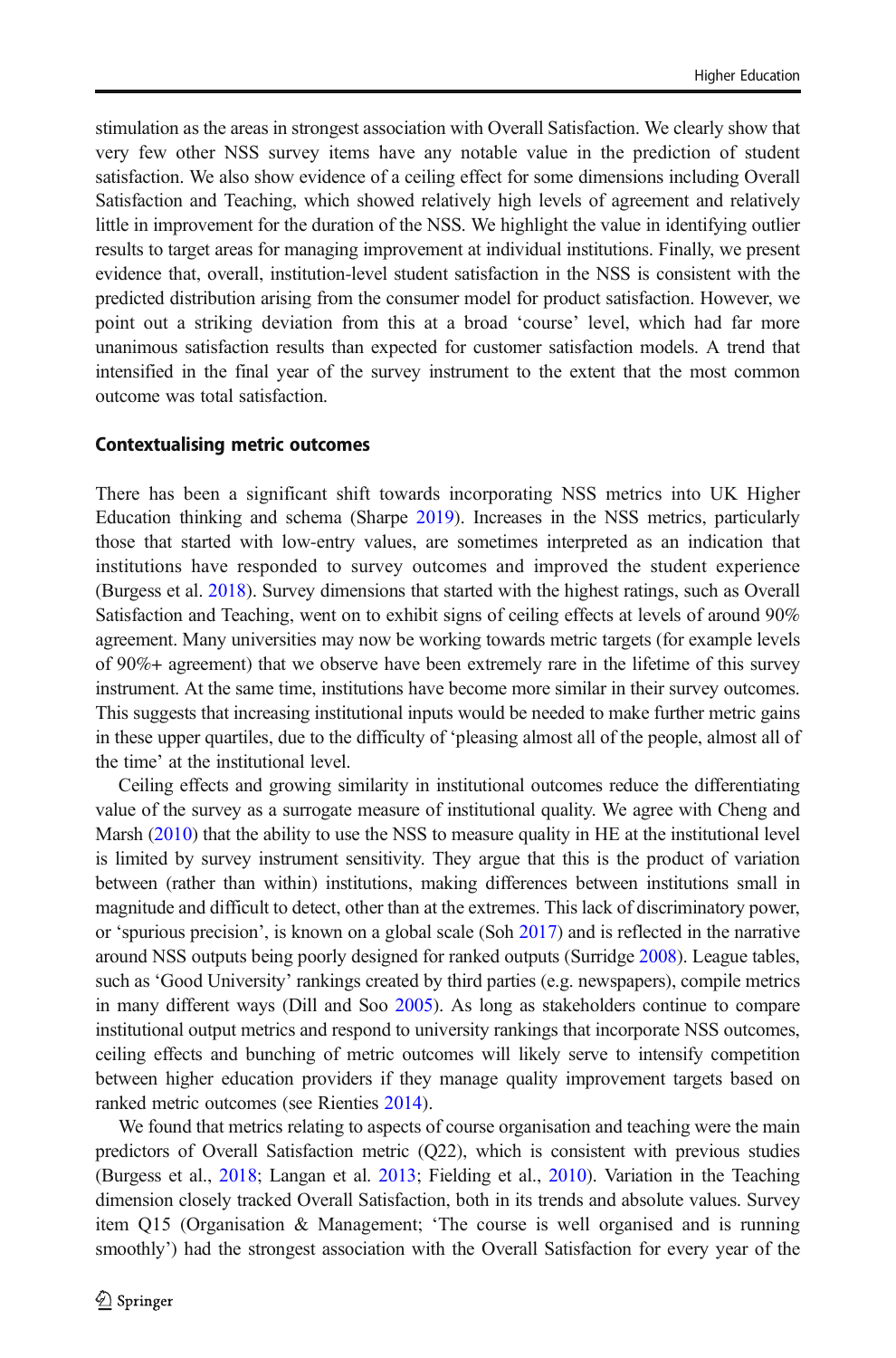stimulation as the areas in strongest association with Overall Satisfaction. We clearly show that very few other NSS survey items have any notable value in the prediction of student satisfaction. We also show evidence of a ceiling effect for some dimensions including Overall Satisfaction and Teaching, which showed relatively high levels of agreement and relatively little in improvement for the duration of the NSS. We highlight the value in identifying outlier results to target areas for managing improvement at individual institutions. Finally, we present evidence that, overall, institution-level student satisfaction in the NSS is consistent with the predicted distribution arising from the consumer model for product satisfaction. However, we point out a striking deviation from this at a broad 'course' level, which had far more unanimous satisfaction results than expected for customer satisfaction models. A trend that intensified in the final year of the survey instrument to the extent that the most common outcome was total satisfaction.

## Contextualising metric outcomes

There has been a significant shift towards incorporating NSS metrics into UK Higher Education thinking and schema (Sharpe 2019). Increases in the NSS metrics, particularly those that started with low-entry values, are sometimes interpreted as an indication that institutions have responded to survey outcomes and improved the student experience (Burgess et al. 2018). Survey dimensions that started with the highest ratings, such as Overall Satisfaction and Teaching, went on to exhibit signs of ceiling effects at levels of around 90% agreement. Many universities may now be working towards metric targets (for example levels of 90%+ agreement) that we observe have been extremely rare in the lifetime of this survey instrument. At the same time, institutions have become more similar in their survey outcomes. This suggests that increasing institutional inputs would be needed to make further metric gains in these upper quartiles, due to the difficulty of 'pleasing almost all of the people, almost all of the time' at the institutional level.

Ceiling effects and growing similarity in institutional outcomes reduce the differentiating value of the survey as a surrogate measure of institutional quality. We agree with Cheng and Marsh (2010) that the ability to use the NSS to measure quality in HE at the institutional level is limited by survey instrument sensitivity. They argue that this is the product of variation between (rather than within) institutions, making differences between institutions small in magnitude and difficult to detect, other than at the extremes. This lack of discriminatory power, or 'spurious precision', is known on a global scale (Soh 2017) and is reflected in the narrative around NSS outputs being poorly designed for ranked outputs (Surridge 2008). League tables, such as 'Good University' rankings created by third parties (e.g. newspapers), compile metrics in many different ways (Dill and Soo 2005). As long as stakeholders continue to compare institutional output metrics and respond to university rankings that incorporate NSS outcomes, ceiling effects and bunching of metric outcomes will likely serve to intensify competition between higher education providers if they manage quality improvement targets based on ranked metric outcomes (see Rienties 2014).

We found that metrics relating to aspects of course organisation and teaching were the main predictors of Overall Satisfaction metric (Q22), which is consistent with previous studies (Burgess et al., 2018; Langan et al. 2013; Fielding et al., 2010). Variation in the Teaching dimension closely tracked Overall Satisfaction, both in its trends and absolute values. Survey item Q15 (Organisation & Management; 'The course is well organised and is running smoothly') had the strongest association with the Overall Satisfaction for every year of the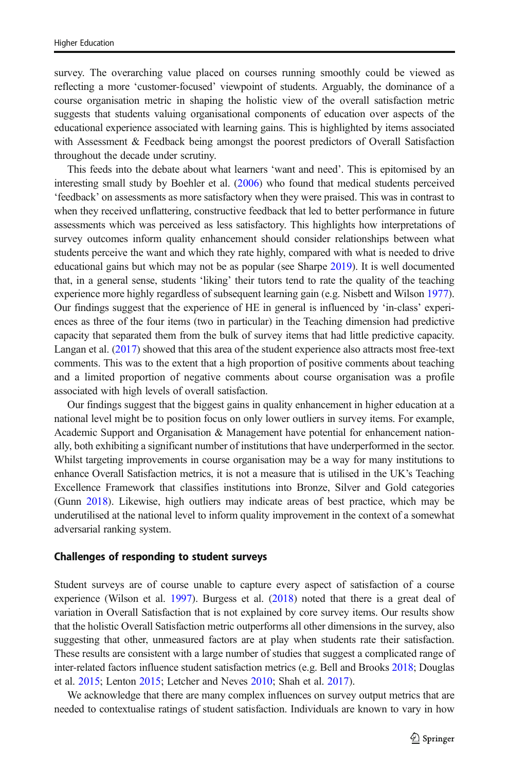survey. The overarching value placed on courses running smoothly could be viewed as reflecting a more 'customer-focused' viewpoint of students. Arguably, the dominance of a course organisation metric in shaping the holistic view of the overall satisfaction metric suggests that students valuing organisational components of education over aspects of the educational experience associated with learning gains. This is highlighted by items associated with Assessment & Feedback being amongst the poorest predictors of Overall Satisfaction throughout the decade under scrutiny.

This feeds into the debate about what learners 'want and need'. This is epitomised by an interesting small study by Boehler et al. (2006) who found that medical students perceived 'feedback' on assessments as more satisfactory when they were praised. This was in contrast to when they received unflattering, constructive feedback that led to better performance in future assessments which was perceived as less satisfactory. This highlights how interpretations of survey outcomes inform quality enhancement should consider relationships between what students perceive the want and which they rate highly, compared with what is needed to drive educational gains but which may not be as popular (see Sharpe 2019). It is well documented that, in a general sense, students 'liking' their tutors tend to rate the quality of the teaching experience more highly regardless of subsequent learning gain (e.g. Nisbett and Wilson 1977). Our findings suggest that the experience of HE in general is influenced by 'in-class' experiences as three of the four items (two in particular) in the Teaching dimension had predictive capacity that separated them from the bulk of survey items that had little predictive capacity. Langan et al. (2017) showed that this area of the student experience also attracts most free-text comments. This was to the extent that a high proportion of positive comments about teaching and a limited proportion of negative comments about course organisation was a profile associated with high levels of overall satisfaction.

Our findings suggest that the biggest gains in quality enhancement in higher education at a national level might be to position focus on only lower outliers in survey items. For example, Academic Support and Organisation & Management have potential for enhancement nationally, both exhibiting a significant number of institutions that have underperformed in the sector. Whilst targeting improvements in course organisation may be a way for many institutions to enhance Overall Satisfaction metrics, it is not a measure that is utilised in the UK's Teaching Excellence Framework that classifies institutions into Bronze, Silver and Gold categories (Gunn 2018). Likewise, high outliers may indicate areas of best practice, which may be underutilised at the national level to inform quality improvement in the context of a somewhat adversarial ranking system.

### Challenges of responding to student surveys

Student surveys are of course unable to capture every aspect of satisfaction of a course experience (Wilson et al. 1997). Burgess et al. (2018) noted that there is a great deal of variation in Overall Satisfaction that is not explained by core survey items. Our results show that the holistic Overall Satisfaction metric outperforms all other dimensions in the survey, also suggesting that other, unmeasured factors are at play when students rate their satisfaction. These results are consistent with a large number of studies that suggest a complicated range of inter-related factors influence student satisfaction metrics (e.g. Bell and Brooks 2018; Douglas et al. 2015; Lenton 2015; Letcher and Neves 2010; Shah et al. 2017).

We acknowledge that there are many complex influences on survey output metrics that are needed to contextualise ratings of student satisfaction. Individuals are known to vary in how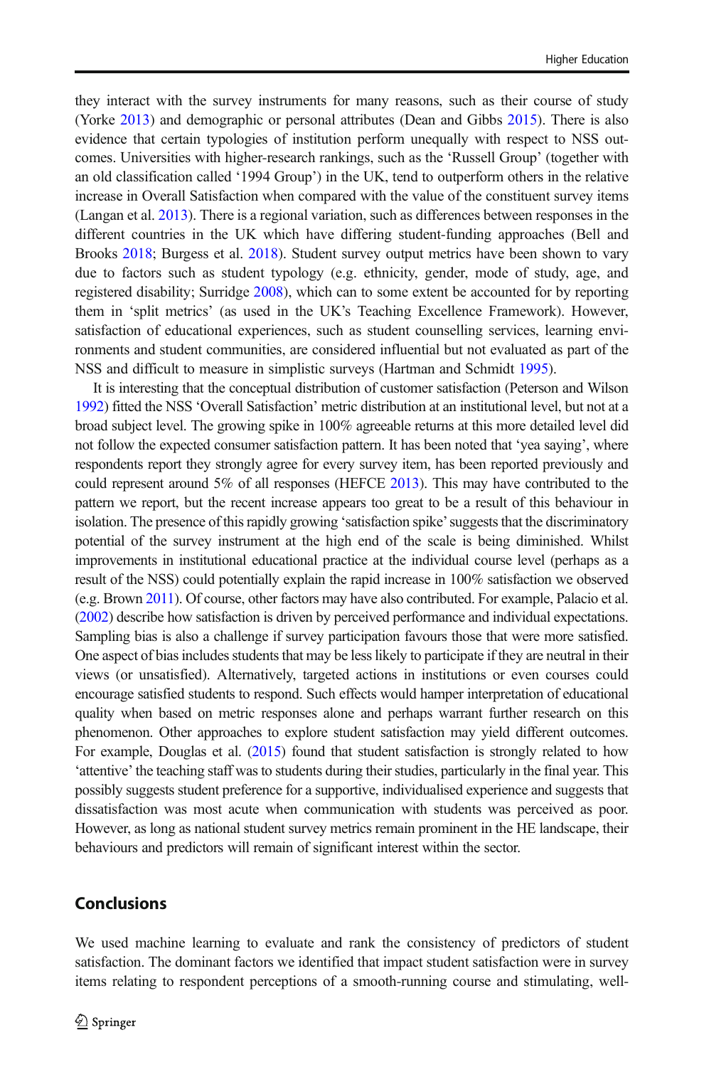they interact with the survey instruments for many reasons, such as their course of study (Yorke 2013) and demographic or personal attributes (Dean and Gibbs 2015). There is also evidence that certain typologies of institution perform unequally with respect to NSS outcomes. Universities with higher-research rankings, such as the 'Russell Group' (together with an old classification called '1994 Group') in the UK, tend to outperform others in the relative increase in Overall Satisfaction when compared with the value of the constituent survey items (Langan et al. 2013). There is a regional variation, such as differences between responses in the different countries in the UK which have differing student-funding approaches (Bell and Brooks 2018; Burgess et al. 2018). Student survey output metrics have been shown to vary due to factors such as student typology (e.g. ethnicity, gender, mode of study, age, and registered disability; Surridge 2008), which can to some extent be accounted for by reporting them in 'split metrics' (as used in the UK's Teaching Excellence Framework). However, satisfaction of educational experiences, such as student counselling services, learning environments and student communities, are considered influential but not evaluated as part of the NSS and difficult to measure in simplistic surveys (Hartman and Schmidt 1995).

It is interesting that the conceptual distribution of customer satisfaction (Peterson and Wilson 1992) fitted the NSS 'Overall Satisfaction' metric distribution at an institutional level, but not at a broad subject level. The growing spike in 100% agreeable returns at this more detailed level did not follow the expected consumer satisfaction pattern. It has been noted that 'yea saying', where respondents report they strongly agree for every survey item, has been reported previously and could represent around 5% of all responses (HEFCE 2013). This may have contributed to the pattern we report, but the recent increase appears too great to be a result of this behaviour in isolation. The presence of this rapidly growing 'satisfaction spike' suggests that the discriminatory potential of the survey instrument at the high end of the scale is being diminished. Whilst improvements in institutional educational practice at the individual course level (perhaps as a result of the NSS) could potentially explain the rapid increase in 100% satisfaction we observed (e.g. Brown 2011). Of course, other factors may have also contributed. For example, Palacio et al. (2002) describe how satisfaction is driven by perceived performance and individual expectations. Sampling bias is also a challenge if survey participation favours those that were more satisfied. One aspect of bias includes students that may be less likely to participate if they are neutral in their views (or unsatisfied). Alternatively, targeted actions in institutions or even courses could encourage satisfied students to respond. Such effects would hamper interpretation of educational quality when based on metric responses alone and perhaps warrant further research on this phenomenon. Other approaches to explore student satisfaction may yield different outcomes. For example, Douglas et al. (2015) found that student satisfaction is strongly related to how 'attentive' the teaching staff was to students during their studies, particularly in the final year. This possibly suggests student preference for a supportive, individualised experience and suggests that dissatisfaction was most acute when communication with students was perceived as poor. However, as long as national student survey metrics remain prominent in the HE landscape, their behaviours and predictors will remain of significant interest within the sector.

## Conclusions

We used machine learning to evaluate and rank the consistency of predictors of student satisfaction. The dominant factors we identified that impact student satisfaction were in survey items relating to respondent perceptions of a smooth-running course and stimulating, well-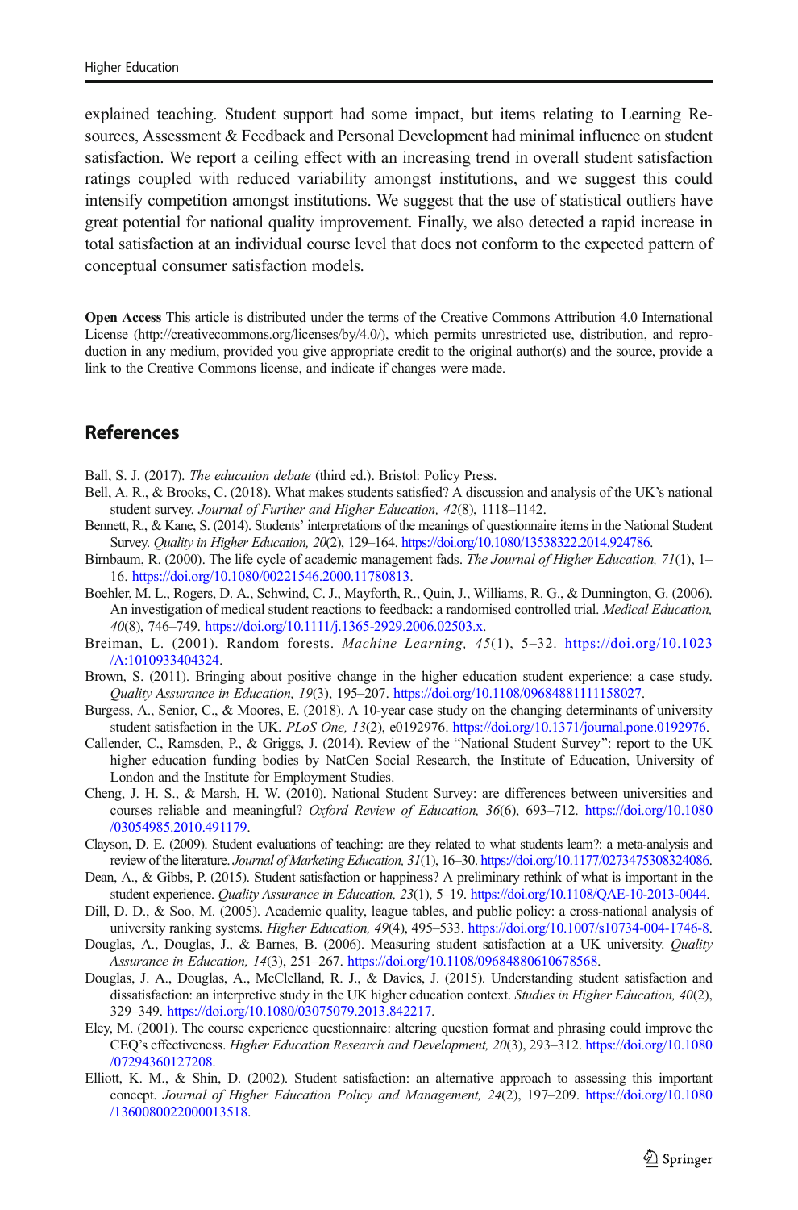explained teaching. Student support had some impact, but items relating to Learning Resources, Assessment & Feedback and Personal Development had minimal influence on student satisfaction. We report a ceiling effect with an increasing trend in overall student satisfaction ratings coupled with reduced variability amongst institutions, and we suggest this could intensify competition amongst institutions. We suggest that the use of statistical outliers have great potential for national quality improvement. Finally, we also detected a rapid increase in total satisfaction at an individual course level that does not conform to the expected pattern of conceptual consumer satisfaction models.

**Open Access** This article is distributed under the terms of the Creative Commons Attribution 4.0 International License (http://creativecommons.org/licenses/by/4.0/), which permits unrestricted use, distribution, and reproduction in any medium, provided you give appropriate credit to the original author(s) and the source, provide a link to the Creative Commons license, and indicate if changes were made.

## References

Ball, S. J. (2017). *The education debate* (third ed.). Bristol: Policy Press.

Bell, A. R., & Brooks, C. (2018). What makes students satisfied? A discussion and analysis of the UK's national student survey. *Journal of Further and Higher Education, 42*(8), 1118–1142.

Bennett, R., & Kane, S. (2014). Students' interpretations of the meanings of questionnaire items in the National Student Survey. *Quality in Higher Education, 20*(2), 129–164. https://doi.org/10.1080/13538322.2014.924786.

Birnbaum, R. (2000). The life cycle of academic management fads. *The Journal of Higher Education, 71*(1), 1–16. https://doi.org/10.1080/00221546.2000.11780813.

Boehler, M. L., Rogers, D. A., Schwind, C. J., Mayforth, R., Quin, J., Williams, R. G., & Dunnington, G. (2006). An investigation of medical student reactions to feedback: a randomised controlled trial. *Medical Education, 40*(8), 746–749. https://doi.org/10.1111/j.1365-2929.2006.02503.x.

Breiman, L. (2001). Random forests. *Machine Learning, 45*(1), 5–32. https://doi.org/10.1023/A:1010933404324.

Brown, S. (2011). Bringing about positive change in the higher education student experience: a case study. *Quality Assurance in Education, 19*(3), 195–207. https://doi.org/10.1108/09684881111158027.

Burgess, A., Senior, C., & Moores, E. (2018). A 10-year case study on the changing determinants of university student satisfaction in the UK. *PLoS One, 13*(2), e0192976. https://doi.org/10.1371/journal.pone.0192976.

Callender, C., Ramsden, P., & Griggs, J. (2014). Review of the "National Student Survey": report to the UK higher education funding bodies by NatCen Social Research, the Institute of Education, University of London and the Institute for Employment Studies.

Cheng, J. H. S., & Marsh, H. W. (2010). National Student Survey: are differences between universities and courses reliable and meaningful? *Oxford Review of Education, 36*(6), 693–712. https://doi.org/10.1080/03054985.2010.491179.

Clayson, D. E. (2009). Student evaluations of teaching: are they related to what students learn?: a meta-analysis and review of the literature. *Journal of Marketing Education, 31*(1), 16–30. https://doi.org/10.1177/0273475308324086.

Dean, A., & Gibbs, P. (2015). Student satisfaction or happiness? A preliminary rethink of what is important in the student experience. *Quality Assurance in Education, 23*(1), 5–19. https://doi.org/10.1108/QAE-10-2013-0044.

Dill, D. D., & Soo, M. (2005). Academic quality, league tables, and public policy: a cross-national analysis of university ranking systems. *Higher Education, 49*(4), 495–533. https://doi.org/10.1007/s10734-004-1746-8.

Douglas, J., Douglas, A., & Barnes, B. (2006). Measuring student satisfaction at a UK university. *Quality Assurance in Education, 14*(3), 251–267. https://doi.org/10.1108/09684880610678568.

Douglas, J. A., Douglas, A., McClelland, R. J., & Davies, J. (2015). Understanding student satisfaction and dissatisfaction: an interpretive study in the UK higher education context. *Studies in Higher Education, 40*(2), 329–349. https://doi.org/10.1080/03075079.2013.842217.

Eley, M. (2001). The course experience questionnaire: altering question format and phrasing could improve the CEQ's effectiveness. *Higher Education Research and Development, 20*(3), 293–312. https://doi.org/10.1080/07294360127208.

Elliott, K. M., & Shin, D. (2002). Student satisfaction: an alternative approach to assessing this important concept. *Journal of Higher Education Policy and Management, 24*(2), 197–209. https://doi.org/10.1080/1360080022000013518.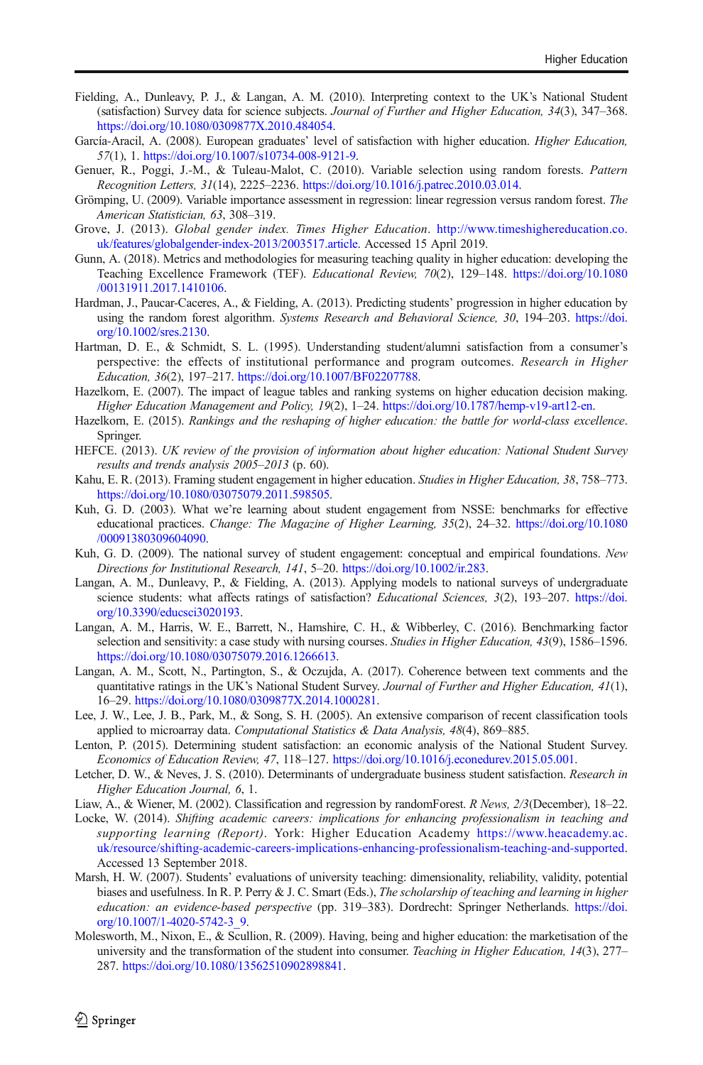Fielding, A., Dunleavy, P. J., & Langan, A. M. (2010). Interpreting context to the UK's National Student (satisfaction) Survey data for science subjects. *Journal of Further and Higher Education, 34*(3), 347–368. https://doi.org/10.1080/0309877X.2010.484054.

García-Aracil, A. (2008). European graduates' level of satisfaction with higher education. *Higher Education, 57*(1), 1. https://doi.org/10.1007/s10734-008-9121-9.

Genuer, R., Poggi, J.-M., & Tuleau-Malot, C. (2010). Variable selection using random forests. *Pattern Recognition Letters, 31*(14), 2225–2236. https://doi.org/10.1016/j.patrec.2010.03.014.

Grömping, U. (2009). Variable importance assessment in regression: linear regression versus random forest. *The American Statistician, 63*, 308–319.

Grove, J. (2013). *Global gender index. Times Higher Education*. http://www.timeshighereducation.co.uk/features/globalgender-index-2013/2003517.article. Accessed 15 April 2019.

Gunn, A. (2018). Metrics and methodologies for measuring teaching quality in higher education: developing the Teaching Excellence Framework (TEF). *Educational Review, 70*(2), 129–148. https://doi.org/10.1080/00131911.2017.1410106.

Hardman, J., Paucar-Caceres, A., & Fielding, A. (2013). Predicting students' progression in higher education by using the random forest algorithm. *Systems Research and Behavioral Science, 30*, 194–203. https://doi.org/10.1002/sres.2130.

Hartman, D. E., & Schmidt, S. L. (1995). Understanding student/alumni satisfaction from a consumer's perspective: the effects of institutional performance and program outcomes. *Research in Higher Education, 36*(2), 197–217. https://doi.org/10.1007/BF02207788.

Hazelkorn, E. (2007). The impact of league tables and ranking systems on higher education decision making. *Higher Education Management and Policy, 19*(2), 1–24. https://doi.org/10.1787/hemp-v19-art12-en.

Hazelkorn, E. (2015). *Rankings and the reshaping of higher education: the battle for world-class excellence*. Springer.

HEFCE. (2013). *UK review of the provision of information about higher education: National Student Survey results and trends analysis 2005–2013* (p. 60).

Kahu, E. R. (2013). Framing student engagement in higher education. *Studies in Higher Education, 38*, 758–773. https://doi.org/10.1080/03075079.2011.598505.

Kuh, G. D. (2003). What we're learning about student engagement from NSSE: benchmarks for effective educational practices. *Change: The Magazine of Higher Learning, 35*(2), 24–32. https://doi.org/10.1080/00091380309604090.

Kuh, G. D. (2009). The national survey of student engagement: conceptual and empirical foundations. *New Directions for Institutional Research, 141*, 5–20. https://doi.org/10.1002/ir.283.

Langan, A. M., Dunleavy, P., & Fielding, A. (2013). Applying models to national surveys of undergraduate science students: what affects ratings of satisfaction? *Educational Sciences, 3*(2), 193–207. https://doi.org/10.3390/educsci3020193.

Langan, A. M., Harris, W. E., Barrett, N., Hamshire, C. H., & Wibberley, C. (2016). Benchmarking factor selection and sensitivity: a case study with nursing courses. *Studies in Higher Education, 43*(9), 1586–1596. https://doi.org/10.1080/03075079.2016.1266613.

Langan, A. M., Scott, N., Partington, S., & Oczujda, A. (2017). Coherence between text comments and the quantitative ratings in the UK's National Student Survey. *Journal of Further and Higher Education, 41*(1), 16–29. https://doi.org/10.1080/0309877X.2014.1000281.

Lee, J. W., Lee, J. B., Park, M., & Song, S. H. (2005). An extensive comparison of recent classification tools applied to microarray data. *Computational Statistics & Data Analysis, 48*(4), 869–885.

Lenton, P. (2015). Determining student satisfaction: an economic analysis of the National Student Survey. *Economics of Education Review, 47*, 118–127. https://doi.org/10.1016/j.econedurev.2015.05.001.

Letcher, D. W., & Neves, J. S. (2010). Determinants of undergraduate business student satisfaction. *Research in Higher Education Journal, 6*, 1.

Liaw, A., & Wiener, M. (2002). Classification and regression by randomForest. *R News, 2/3*(December), 18–22.

Locke, W. (2014). *Shifting academic careers: implications for enhancing professionalism in teaching and supporting learning (Report)*. York: Higher Education Academy https://www.heacademy.ac.uk/resource/shifting-academic-careers-implications-enhancing-professionalism-teaching-and-supported. Accessed 13 September 2018.

Marsh, H. W. (2007). Students' evaluations of university teaching: dimensionality, reliability, validity, potential biases and usefulness. In R. P. Perry & J. C. Smart (Eds.), *The scholarship of teaching and learning in higher education: an evidence-based perspective* (pp. 319–383). Dordrecht: Springer Netherlands. https://doi.org/10.1007/1-4020-5742-3_9.

Molesworth, M., Nixon, E., & Scullion, R. (2009). Having, being and higher education: the marketisation of the university and the transformation of the student into consumer. *Teaching in Higher Education, 14*(3), 277–287. https://doi.org/10.1080/13562510902898841.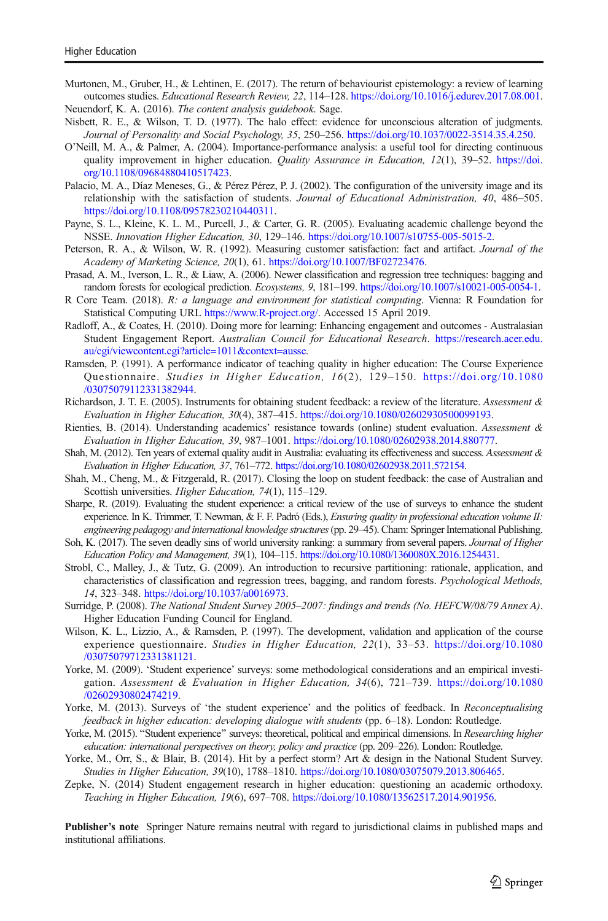Murtonen, M., Gruber, H., & Lehtinen, E. (2017). The return of behaviourist epistemology: a review of learning outcomes studies. *Educational Research Review, 22*, 114–128. https://doi.org/10.1016/j.edurev.2017.08.001.

Neuendorf, K. A. (2016). *The content analysis guidebook*. Sage.

Nisbett, R. E., & Wilson, T. D. (1977). The halo effect: evidence for unconscious alteration of judgments. *Journal of Personality and Social Psychology, 35*, 250–256. https://doi.org/10.1037/0022-3514.35.4.250.

O'Neill, M. A., & Palmer, A. (2004). Importance-performance analysis: a useful tool for directing continuous quality improvement in higher education. *Quality Assurance in Education, 12*(1), 39–52. https://doi.org/10.1108/09684880410517423.

Palacio, M. A., Díaz Meneses, G., & Pérez Pérez, P. J. (2002). The configuration of the university image and its relationship with the satisfaction of students. *Journal of Educational Administration, 40*, 486–505. https://doi.org/10.1108/09578230210440311.

Payne, S. L., Kleine, K. L. M., Purcell, J., & Carter, G. R. (2005). Evaluating academic challenge beyond the NSSE. *Innovation Higher Education, 30*, 129–146. https://doi.org/10.1007/s10755-005-5015-2.

Peterson, R. A., & Wilson, W. R. (1992). Measuring customer satisfaction: fact and artifact. *Journal of the Academy of Marketing Science, 20*(1), 61. https://doi.org/10.1007/BF02723476.

Prasad, A. M., Iverson, L. R., & Liaw, A. (2006). Newer classification and regression tree techniques: bagging and random forests for ecological prediction. *Ecosystems, 9*, 181–199. https://doi.org/10.1007/s10021-005-0054-1.

R Core Team. (2018). *R: a language and environment for statistical computing*. Vienna: R Foundation for Statistical Computing URL https://www.R-project.org/. Accessed 15 April 2019.

Radloff, A., & Coates, H. (2010). Doing more for learning: Enhancing engagement and outcomes - Australasian Student Engagement Report. *Australian Council for Educational Research*. https://research.acer.edu.au/cgi/viewcontent.cgi?article=1011&context=ausse.

Ramsden, P. (1991). A performance indicator of teaching quality in higher education: The Course Experience Questionnaire. *Studies in Higher Education, 16*(2), 129–150. https://doi.org/10.1080/03075079112331382944.

Richardson, J. T. E. (2005). Instruments for obtaining student feedback: a review of the literature. *Assessment & Evaluation in Higher Education, 30*(4), 387–415. https://doi.org/10.1080/02602930500099193.

Rienties, B. (2014). Understanding academics' resistance towards (online) student evaluation. *Assessment & Evaluation in Higher Education, 39*, 987–1001. https://doi.org/10.1080/02602938.2014.880777.

Shah, M. (2012). Ten years of external quality audit in Australia: evaluating its effectiveness and success. *Assessment & Evaluation in Higher Education, 37*, 761–772. https://doi.org/10.1080/02602938.2011.572154.

Shah, M., Cheng, M., & Fitzgerald, R. (2017). Closing the loop on student feedback: the case of Australian and Scottish universities. *Higher Education, 74*(1), 115–129.

Sharpe, R. (2019). Evaluating the student experience: a critical review of the use of surveys to enhance the student experience. In K. Trimmer, T. Newman, & F. F. Padró (Eds.), *Ensuring quality in professional education volume II: engineering pedagogy and international knowledge structures* (pp. 29–45). Cham: Springer International Publishing.

Soh, K. (2017). The seven deadly sins of world university ranking: a summary from several papers. *Journal of Higher Education Policy and Management, 39*(1), 104–115. https://doi.org/10.1080/1360080X.2016.1254431.

Strobl, C., Malley, J., & Tutz, G. (2009). An introduction to recursive partitioning: rationale, application, and characteristics of classification and regression trees, bagging, and random forests. *Psychological Methods, 14*, 323–348. https://doi.org/10.1037/a0016973.

Surridge, P. (2008). *The National Student Survey 2005–2007: findings and trends (No. HEFCW/08/79 Annex A)*. Higher Education Funding Council for England.

Wilson, K. L., Lizzio, A., & Ramsden, P. (1997). The development, validation and application of the course experience questionnaire. *Studies in Higher Education, 22*(1), 33–53. https://doi.org/10.1080/03075079712331381121.

Yorke, M. (2009). 'Student experience' surveys: some methodological considerations and an empirical investigation. *Assessment & Evaluation in Higher Education, 34*(6), 721–739. https://doi.org/10.1080/02602930802474219.

Yorke, M. (2013). Surveys of 'the student experience' and the politics of feedback. In *Reconceptualising feedback in higher education: developing dialogue with students* (pp. 6–18). London: Routledge.

Yorke, M. (2015). "Student experience" surveys: theoretical, political and empirical dimensions. In *Researching higher education: international perspectives on theory, policy and practice* (pp. 209–226). London: Routledge.

Yorke, M., Orr, S., & Blair, B. (2014). Hit by a perfect storm? Art & design in the National Student Survey. *Studies in Higher Education, 39*(10), 1788–1810. https://doi.org/10.1080/03075079.2013.806465.

Zepke, N. (2014) Student engagement research in higher education: questioning an academic orthodoxy. *Teaching in Higher Education, 19*(6), 697–708. https://doi.org/10.1080/13562517.2014.901956.

**Publisher's note** Springer Nature remains neutral with regard to jurisdictional claims in published maps and institutional affiliations.